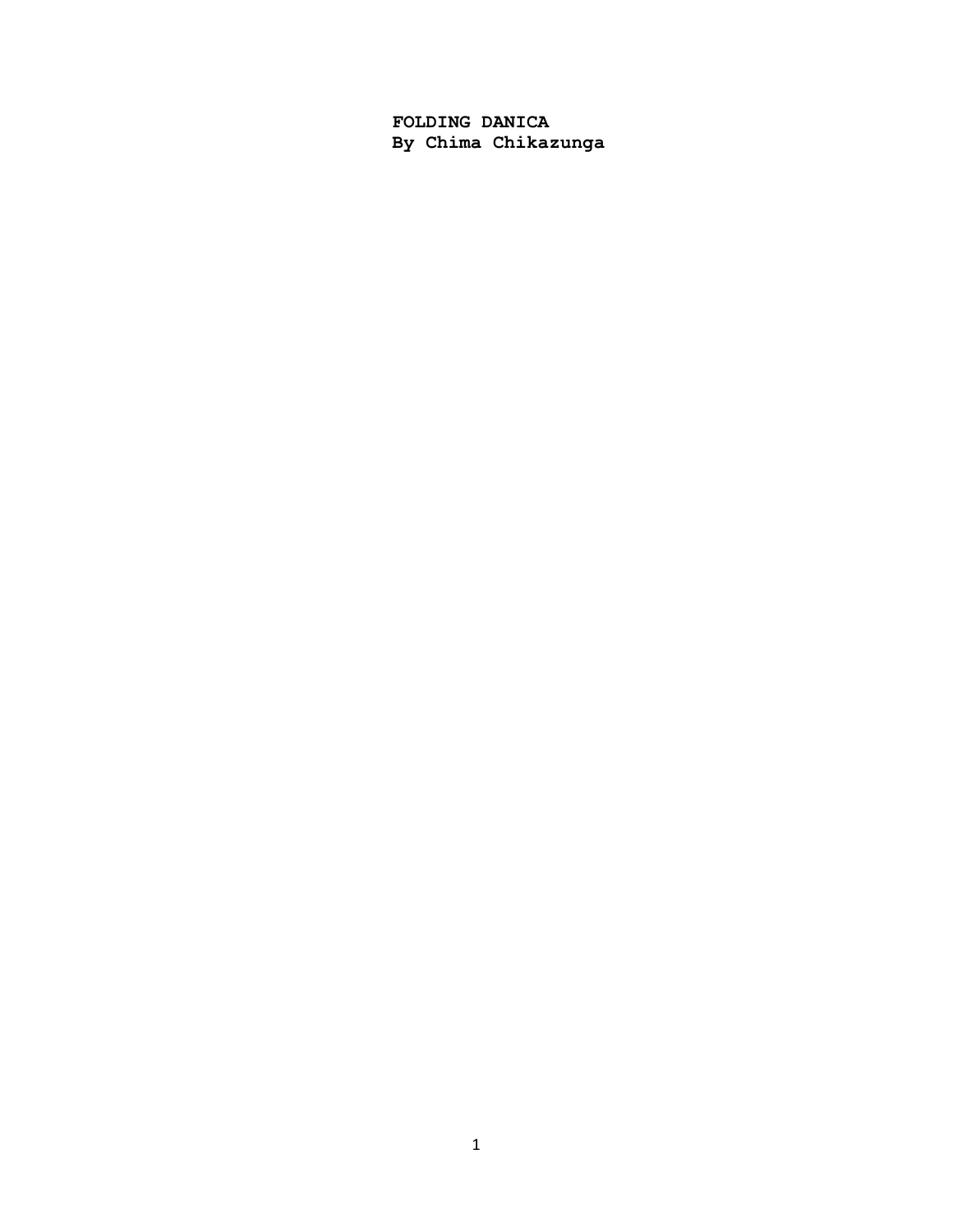**FOLDING DANICA**
**By Chima Chikazunga**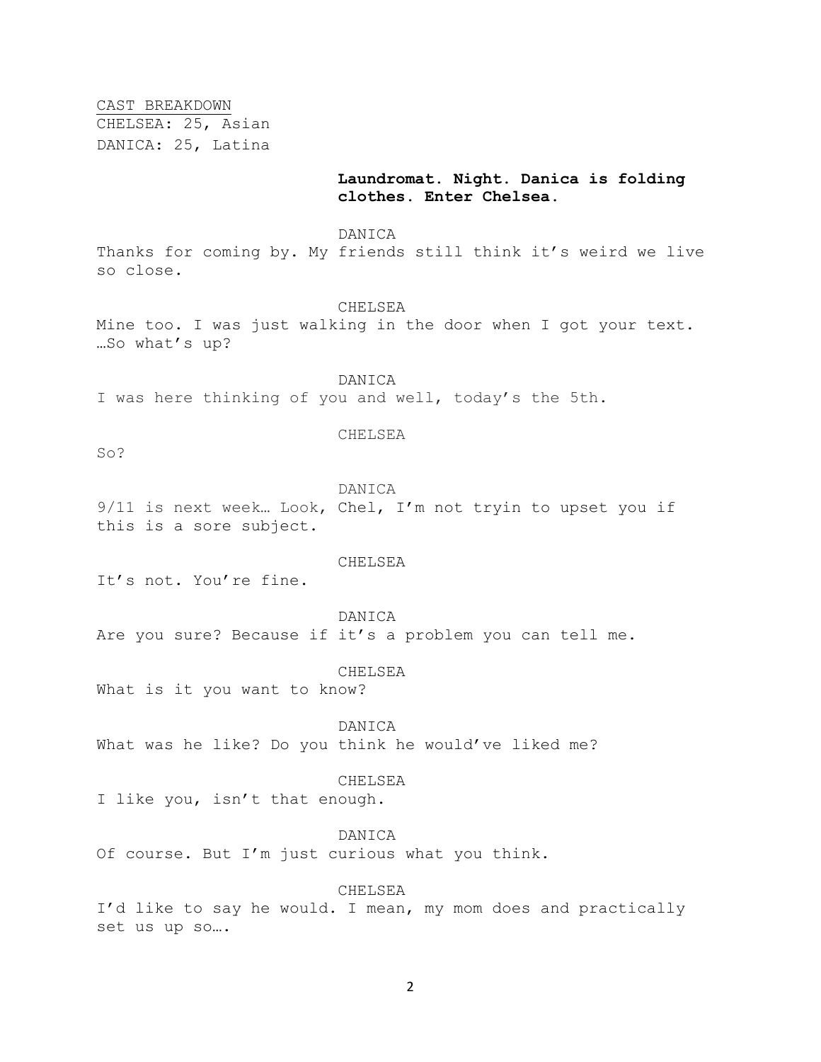<u>CAST BREAKDOWN</u>
CHELSEA: 25, Asian
DANICA: 25, Latina

**Laundromat. Night. Danica is folding clothes. Enter Chelsea.**

DANICA
Thanks for coming by. My friends still think it's weird we live so close.

CHELSEA
Mine too. I was just walking in the door when I got your text. …So what's up?

DANICA
I was here thinking of you and well, today's the 5th.

CHELSEA
So?

DANICA
9/11 is next week… Look, Chel, I'm not tryin to upset you if this is a sore subject.

CHELSEA
It's not. You're fine.

DANICA
Are you sure? Because if it's a problem you can tell me.

CHELSEA
What is it you want to know?

DANICA
What was he like? Do you think he would've liked me?

CHELSEA
I like you, isn't that enough.

DANICA
Of course. But I'm just curious what you think.

CHELSEA
I'd like to say he would. I mean, my mom does and practically set us up so….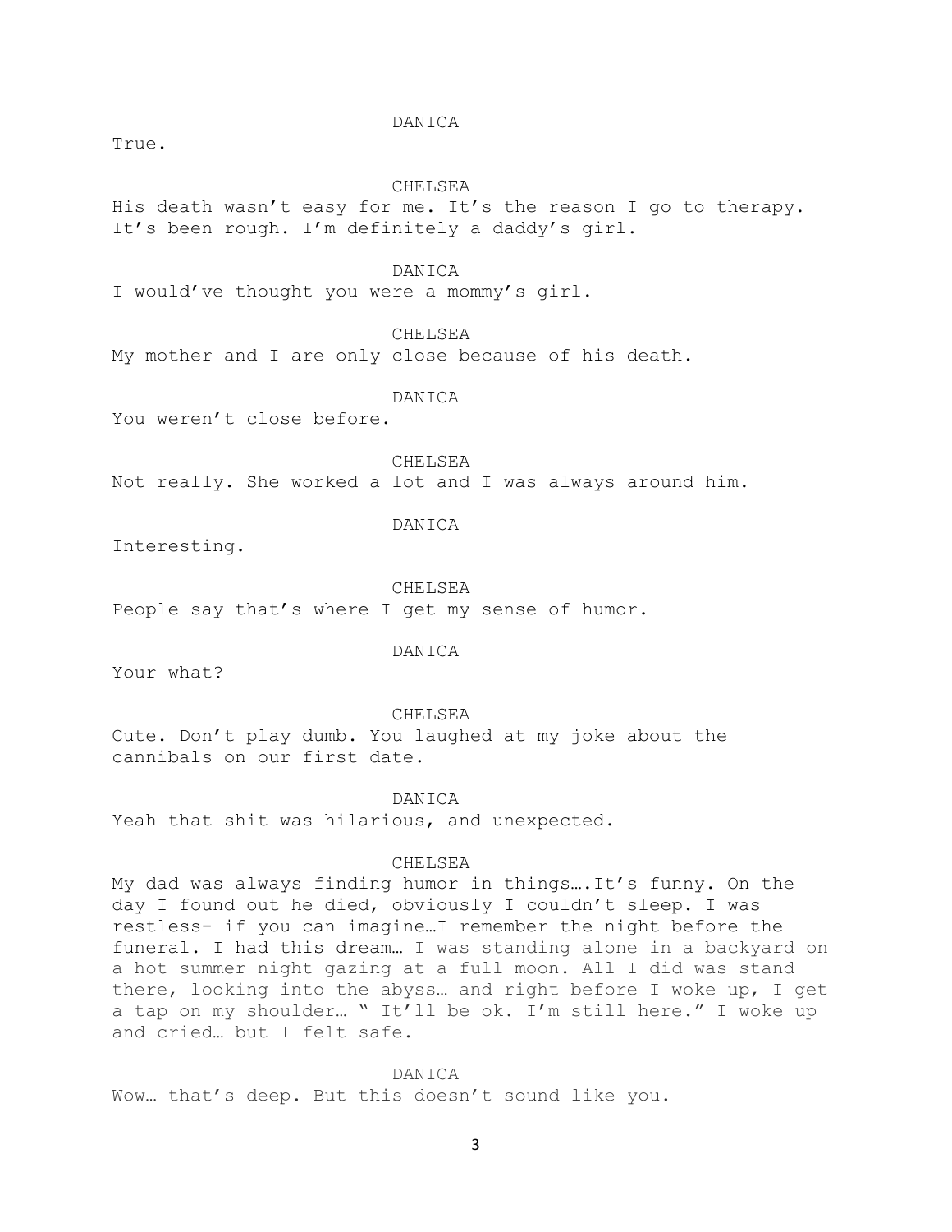DANICA

True.

CHELSEA

His death wasn't easy for me. It's the reason I go to therapy. It's been rough. I'm definitely a daddy's girl.

DANICA

I would've thought you were a mommy's girl.

CHELSEA

My mother and I are only close because of his death.

DANICA

You weren't close before.

CHELSEA

Not really. She worked a lot and I was always around him.

DANICA

Interesting.

CHELSEA

People say that's where I get my sense of humor.

DANICA

Your what?

CHELSEA

Cute. Don't play dumb. You laughed at my joke about the cannibals on our first date.

DANICA

Yeah that shit was hilarious, and unexpected.

CHELSEA

My dad was always finding humor in things….It's funny. On the day I found out he died, obviously I couldn't sleep. I was restless- if you can imagine…I remember the night before the funeral. I had this dream… I was standing alone in a backyard on a hot summer night gazing at a full moon. All I did was stand there, looking into the abyss… and right before I woke up, I get a tap on my shoulder… " It'll be ok. I'm still here." I woke up and cried… but I felt safe.

DANICA

Wow… that's deep. But this doesn't sound like you.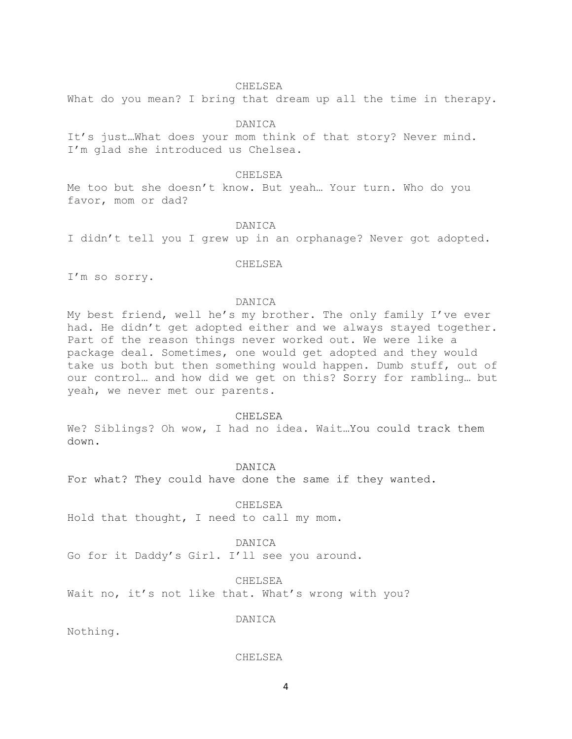CHELSEA

What do you mean? I bring that dream up all the time in therapy.

DANICA

It's just…What does your mom think of that story? Never mind. I'm glad she introduced us Chelsea.

CHELSEA

Me too but she doesn't know. But yeah… Your turn. Who do you favor, mom or dad?

DANICA

I didn't tell you I grew up in an orphanage? Never got adopted.

CHELSEA

I'm so sorry.

DANICA

My best friend, well he's my brother. The only family I've ever had. He didn't get adopted either and we always stayed together. Part of the reason things never worked out. We were like a package deal. Sometimes, one would get adopted and they would take us both but then something would happen. Dumb stuff, out of our control… and how did we get on this? Sorry for rambling… but yeah, we never met our parents.

CHELSEA

We? Siblings? Oh wow, I had no idea. Wait…You could track them down.

DANICA

For what? They could have done the same if they wanted.

CHELSEA

Hold that thought, I need to call my mom.

DANICA

Go for it Daddy's Girl. I'll see you around.

CHELSEA

Wait no, it's not like that. What's wrong with you?

DANICA

Nothing.

CHELSEA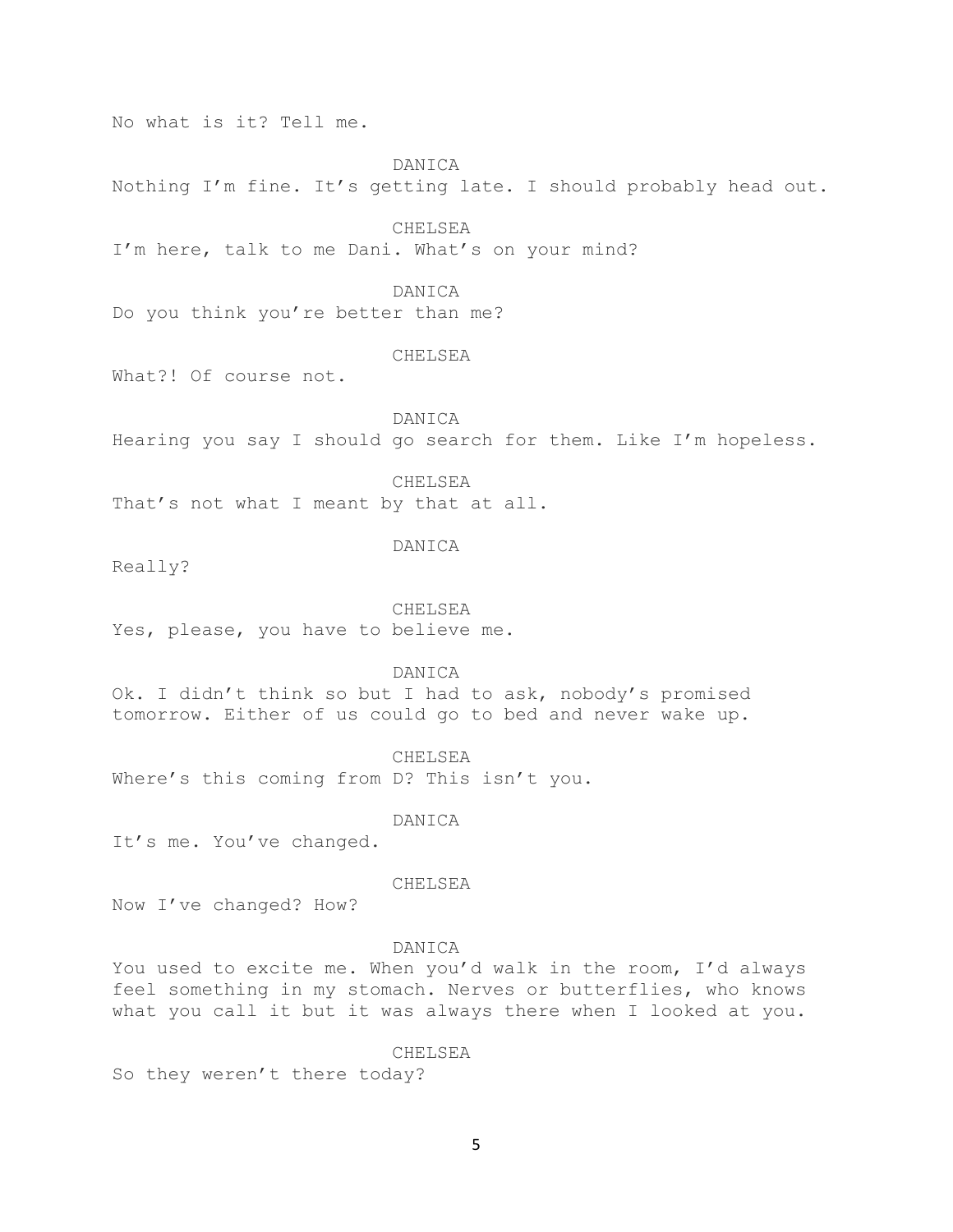No what is it? Tell me.

DANICA

Nothing I'm fine. It's getting late. I should probably head out.

CHELSEA

I'm here, talk to me Dani. What's on your mind?

DANICA

Do you think you're better than me?

CHELSEA

What?! Of course not.

DANICA

Hearing you say I should go search for them. Like I'm hopeless.

CHELSEA

That's not what I meant by that at all.

DANICA

Really?

CHELSEA

Yes, please, you have to believe me.

DANICA

Ok. I didn't think so but I had to ask, nobody's promised tomorrow. Either of us could go to bed and never wake up.

CHELSEA

Where's this coming from D? This isn't you.

DANICA

It's me. You've changed.

CHELSEA

Now I've changed? How?

DANICA

You used to excite me. When you'd walk in the room, I'd always feel something in my stomach. Nerves or butterflies, who knows what you call it but it was always there when I looked at you.

CHELSEA

So they weren't there today?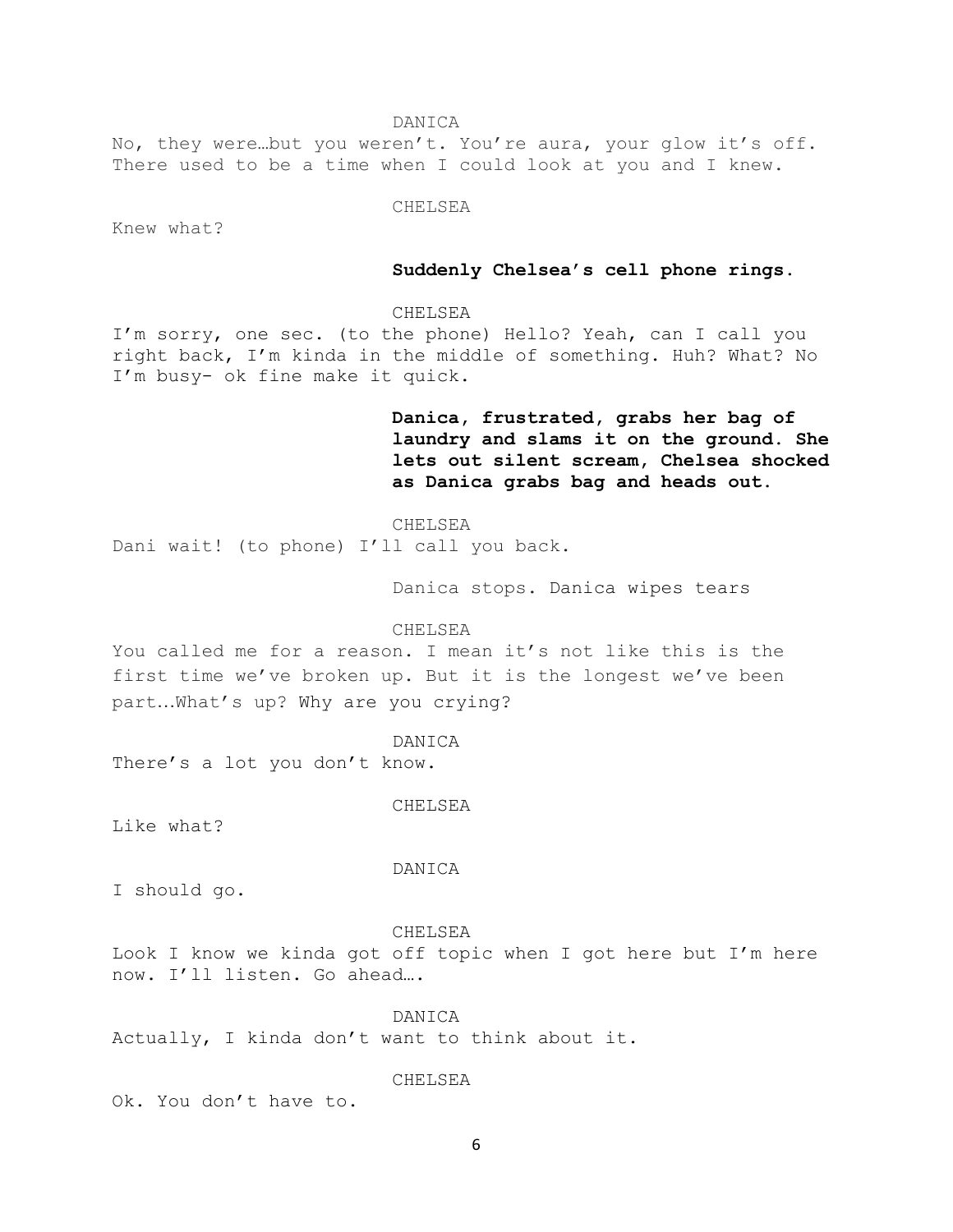DANICA

No, they were…but you weren't. You're aura, your glow it's off. There used to be a time when I could look at you and I knew.

CHELSEA

Knew what?

**Suddenly Chelsea's cell phone rings.**

CHELSEA

I'm sorry, one sec. (to the phone) Hello? Yeah, can I call you right back, I'm kinda in the middle of something. Huh? What? No I'm busy- ok fine make it quick.

**Danica, frustrated, grabs her bag of laundry and slams it on the ground. She lets out silent scream, Chelsea shocked as Danica grabs bag and heads out.**

CHELSEA

Dani wait! (to phone) I'll call you back.

Danica stops. Danica wipes tears

CHELSEA

You called me for a reason. I mean it's not like this is the first time we've broken up. But it is the longest we've been part…What's up? Why are you crying?

DANICA

There's a lot you don't know.

CHELSEA

Like what?

DANICA

I should go.

CHELSEA

Look I know we kinda got off topic when I got here but I'm here now. I'll listen. Go ahead….

DANICA

Actually, I kinda don't want to think about it.

CHELSEA

Ok. You don't have to.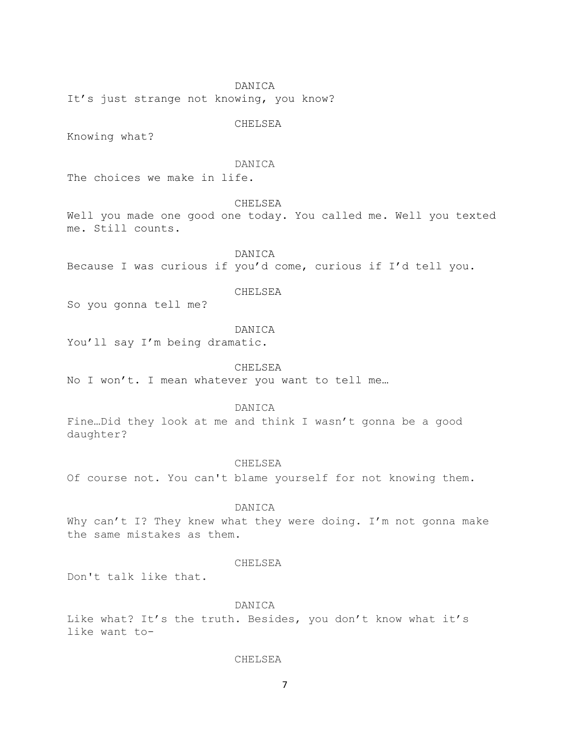DANICA

It's just strange not knowing, you know?

CHELSEA

Knowing what?

DANICA

The choices we make in life.

CHELSEA

Well you made one good one today. You called me. Well you texted me. Still counts.

DANICA

Because I was curious if you'd come, curious if I'd tell you.

CHELSEA

So you gonna tell me?

DANICA

You'll say I'm being dramatic.

CHELSEA

No I won't. I mean whatever you want to tell me…

DANICA

Fine…Did they look at me and think I wasn't gonna be a good daughter?

CHELSEA

Of course not. You can't blame yourself for not knowing them.

DANICA

Why can't I? They knew what they were doing. I'm not gonna make the same mistakes as them.

CHELSEA

Don't talk like that.

DANICA

Like what? It's the truth. Besides, you don't know what it's like want to-

CHELSEA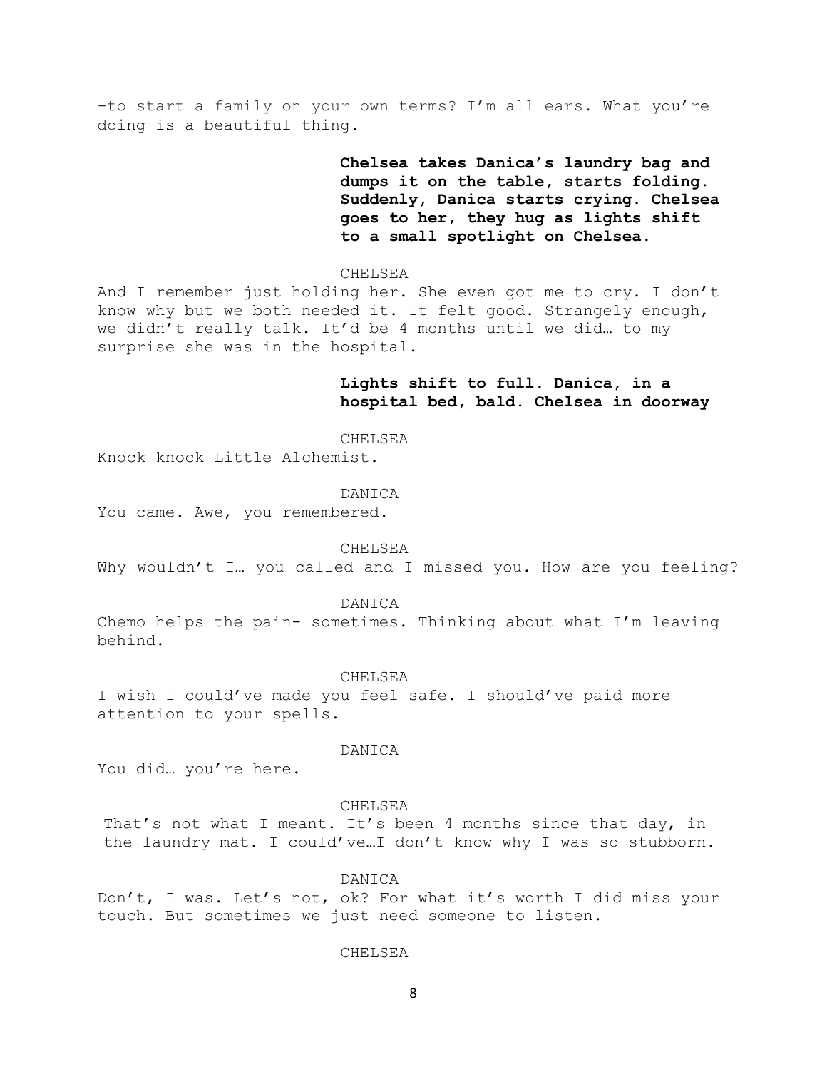-to start a family on your own terms? I'm all ears. What you're doing is a beautiful thing.

**Chelsea takes Danica's laundry bag and dumps it on the table, starts folding. Suddenly, Danica starts crying. Chelsea goes to her, they hug as lights shift to a small spotlight on Chelsea.**

CHELSEA

And I remember just holding her. She even got me to cry. I don't know why but we both needed it. It felt good. Strangely enough, we didn't really talk. It'd be 4 months until we did… to my surprise she was in the hospital.

**Lights shift to full. Danica, in a hospital bed, bald. Chelsea in doorway**

CHELSEA

Knock knock Little Alchemist.

DANICA

You came. Awe, you remembered.

CHELSEA

Why wouldn't I… you called and I missed you. How are you feeling?

DANICA

Chemo helps the pain- sometimes. Thinking about what I'm leaving behind.

CHELSEA

I wish I could've made you feel safe. I should've paid more attention to your spells.

DANICA

You did… you're here.

CHELSEA

That's not what I meant. It's been 4 months since that day, in the laundry mat. I could've…I don't know why I was so stubborn.

DANICA

Don't, I was. Let's not, ok? For what it's worth I did miss your touch. But sometimes we just need someone to listen.

CHELSEA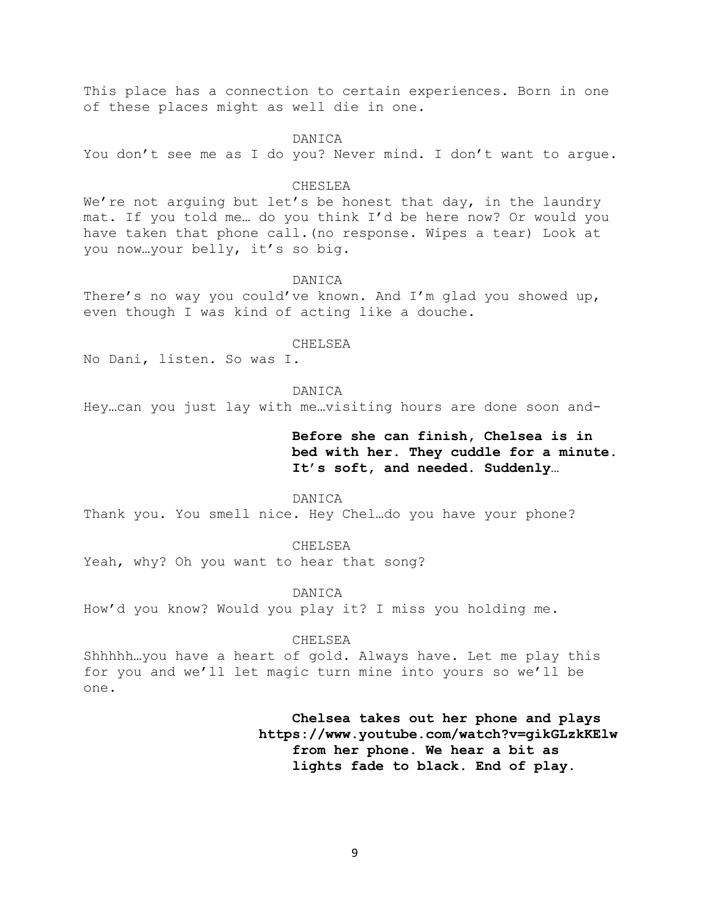This place has a connection to certain experiences. Born in one of these places might as well die in one.

DANICA

You don't see me as I do you? Never mind. I don't want to argue.

CHESLEA

We're not arguing but let's be honest that day, in the laundry mat. If you told me… do you think I'd be here now? Or would you have taken that phone call.(no response. Wipes a tear) Look at you now…your belly, it's so big.

DANICA

There's no way you could've known. And I'm glad you showed up, even though I was kind of acting like a douche.

CHELSEA

No Dani, listen. So was I.

DANICA

Hey…can you just lay with me…visiting hours are done soon and-

**Before she can finish, Chelsea is in bed with her. They cuddle for a minute. It's soft, and needed. Suddenly…**

DANICA

Thank you. You smell nice. Hey Chel…do you have your phone?

CHELSEA

Yeah, why? Oh you want to hear that song?

DANICA

How'd you know? Would you play it? I miss you holding me.

CHELSEA

Shhhhh…you have a heart of gold. Always have. Let me play this for you and we'll let magic turn mine into yours so we'll be one.

**Chelsea takes out her phone and plays https://www.youtube.com/watch?v=gikGLzkKElw from her phone. We hear a bit as lights fade to black. End of play.**